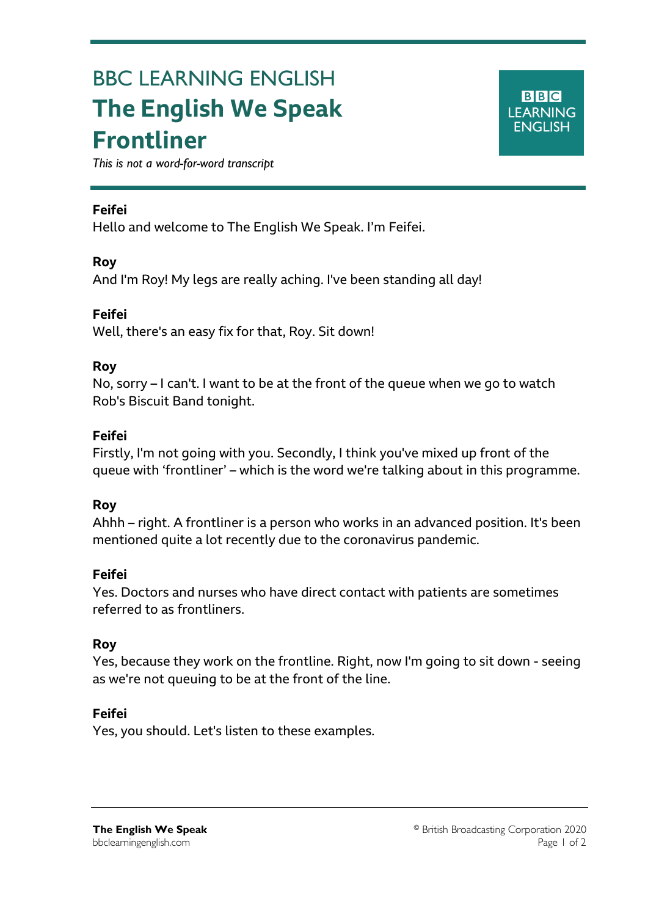# BBC LEARNING ENGLISH

## The English We Speak

## Frontliner

*This is not a word-for-word transcript*

---

**Feifei**
Hello and welcome to The English We Speak. I'm Feifei.

**Roy**
And I'm Roy! My legs are really aching. I've been standing all day!

**Feifei**
Well, there's an easy fix for that, Roy. Sit down!

**Roy**
No, sorry – I can't. I want to be at the front of the queue when we go to watch Rob's Biscuit Band tonight.

**Feifei**
Firstly, I'm not going with you. Secondly, I think you've mixed up front of the queue with 'frontliner' – which is the word we're talking about in this programme.

**Roy**
Ahhh – right. A frontliner is a person who works in an advanced position. It's been mentioned quite a lot recently due to the coronavirus pandemic.

**Feifei**
Yes. Doctors and nurses who have direct contact with patients are sometimes referred to as frontliners.

**Roy**
Yes, because they work on the frontline. Right, now I'm going to sit down - seeing as we're not queuing to be at the front of the line.

**Feifei**
Yes, you should. Let's listen to these examples.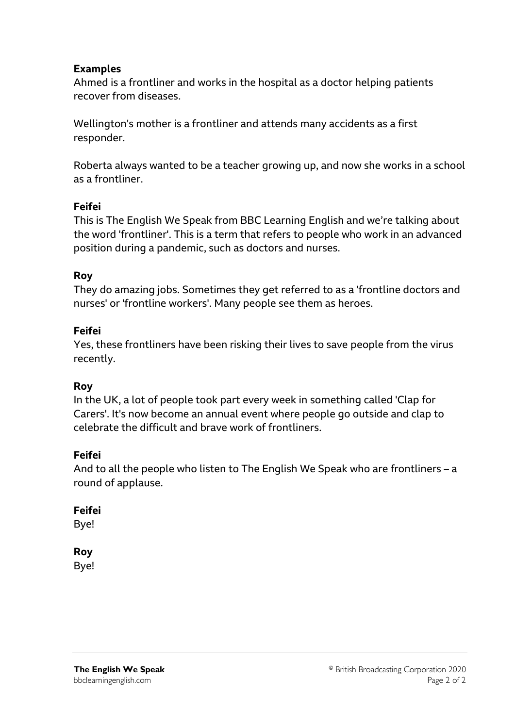**Examples**

Ahmed is a frontliner and works in the hospital as a doctor helping patients recover from diseases.

Wellington's mother is a frontliner and attends many accidents as a first responder.

Roberta always wanted to be a teacher growing up, and now she works in a school as a frontliner.

**Feifei**

This is The English We Speak from BBC Learning English and we're talking about the word 'frontliner'. This is a term that refers to people who work in an advanced position during a pandemic, such as doctors and nurses.

**Roy**

They do amazing jobs. Sometimes they get referred to as a 'frontline doctors and nurses' or 'frontline workers'. Many people see them as heroes.

**Feifei**

Yes, these frontliners have been risking their lives to save people from the virus recently.

**Roy**

In the UK, a lot of people took part every week in something called 'Clap for Carers'. It's now become an annual event where people go outside and clap to celebrate the difficult and brave work of frontliners.

**Feifei**

And to all the people who listen to The English We Speak who are frontliners – a round of applause.

**Feifei**

Bye!

**Roy**

Bye!